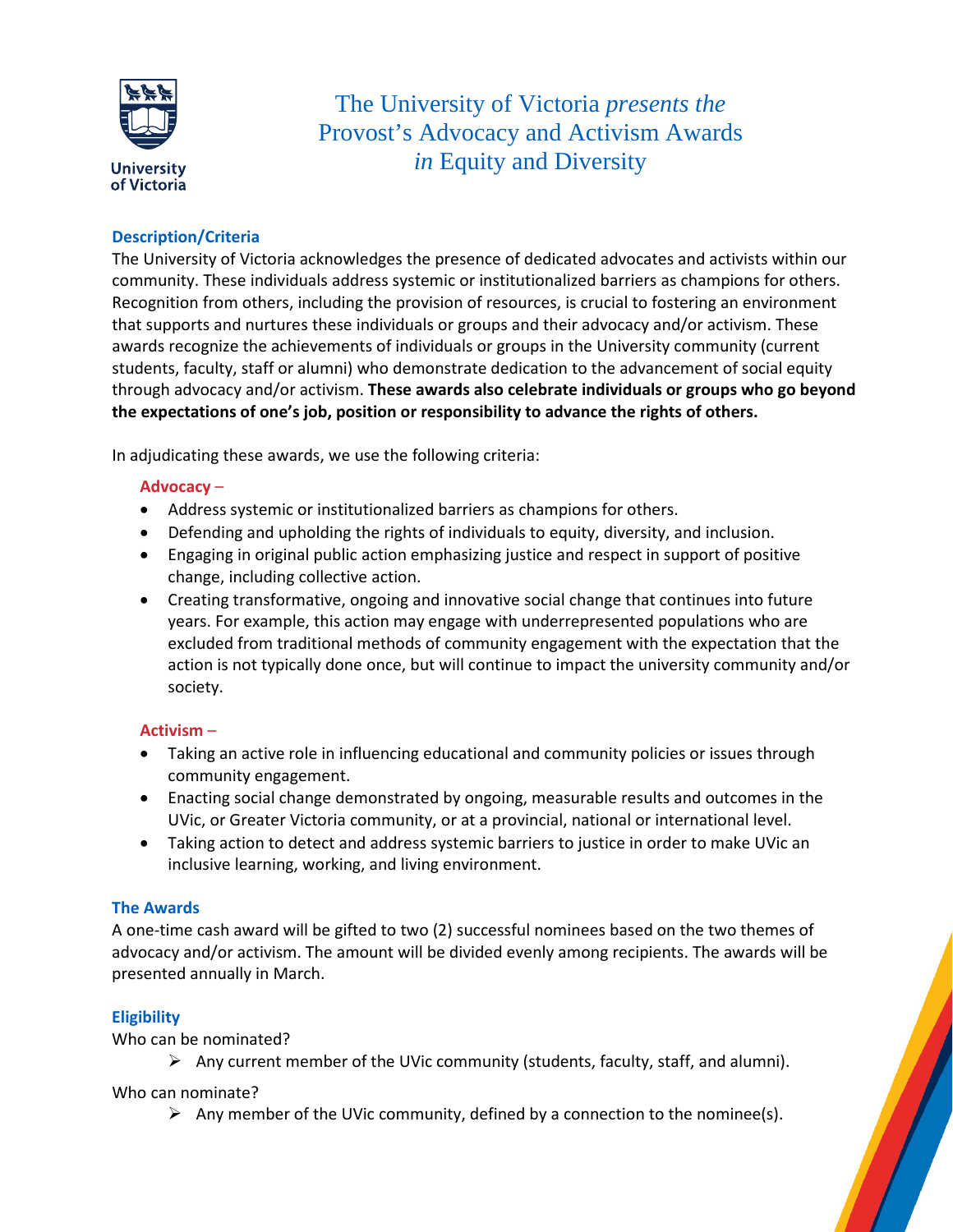University of Victoria

# The University of Victoria *presents the* Provost's Advocacy and Activism Awards *in* Equity and Diversity

## Description/Criteria

The University of Victoria acknowledges the presence of dedicated advocates and activists within our community. These individuals address systemic or institutionalized barriers as champions for others. Recognition from others, including the provision of resources, is crucial to fostering an environment that supports and nurtures these individuals or groups and their advocacy and/or activism. These awards recognize the achievements of individuals or groups in the University community (current students, faculty, staff or alumni) who demonstrate dedication to the advancement of social equity through advocacy and/or activism. **These awards also celebrate individuals or groups who go beyond the expectations of one's job, position or responsibility to advance the rights of others.**

In adjudicating these awards, we use the following criteria:

### Advocacy –

- Address systemic or institutionalized barriers as champions for others.
- Defending and upholding the rights of individuals to equity, diversity, and inclusion.
- Engaging in original public action emphasizing justice and respect in support of positive change, including collective action.
- Creating transformative, ongoing and innovative social change that continues into future years. For example, this action may engage with underrepresented populations who are excluded from traditional methods of community engagement with the expectation that the action is not typically done once, but will continue to impact the university community and/or society.

### Activism –

- Taking an active role in influencing educational and community policies or issues through community engagement.
- Enacting social change demonstrated by ongoing, measurable results and outcomes in the UVic, or Greater Victoria community, or at a provincial, national or international level.
- Taking action to detect and address systemic barriers to justice in order to make UVic an inclusive learning, working, and living environment.

## The Awards

A one-time cash award will be gifted to two (2) successful nominees based on the two themes of advocacy and/or activism. The amount will be divided evenly among recipients. The awards will be presented annually in March.

## Eligibility

Who can be nominated?

- Any current member of the UVic community (students, faculty, staff, and alumni).

Who can nominate?

- Any member of the UVic community, defined by a connection to the nominee(s).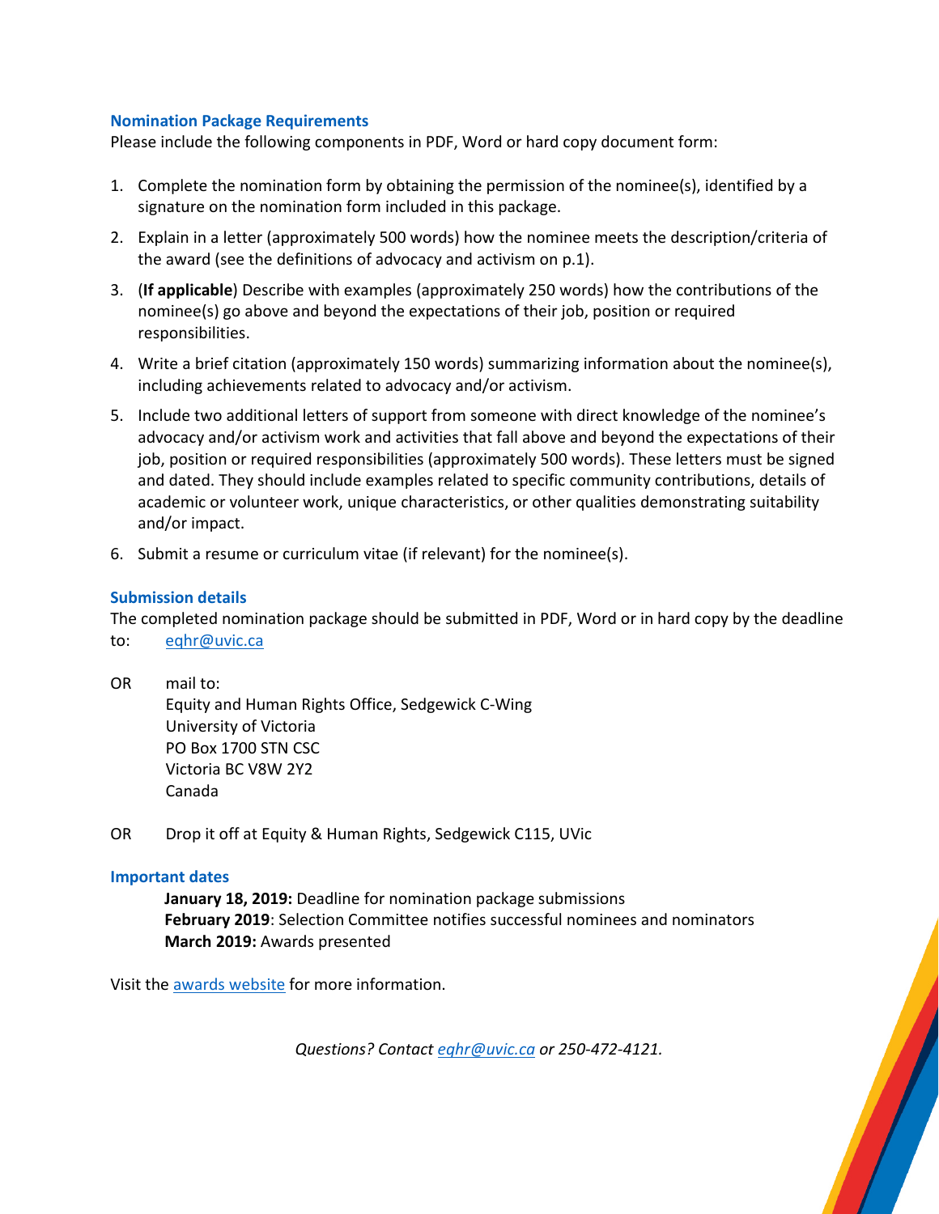## Nomination Package Requirements

Please include the following components in PDF, Word or hard copy document form:

1. Complete the nomination form by obtaining the permission of the nominee(s), identified by a signature on the nomination form included in this package.
2. Explain in a letter (approximately 500 words) how the nominee meets the description/criteria of the award (see the definitions of advocacy and activism on p.1).
3. (**If applicable**) Describe with examples (approximately 250 words) how the contributions of the nominee(s) go above and beyond the expectations of their job, position or required responsibilities.
4. Write a brief citation (approximately 150 words) summarizing information about the nominee(s), including achievements related to advocacy and/or activism.
5. Include two additional letters of support from someone with direct knowledge of the nominee's advocacy and/or activism work and activities that fall above and beyond the expectations of their job, position or required responsibilities (approximately 500 words). These letters must be signed and dated. They should include examples related to specific community contributions, details of academic or volunteer work, unique characteristics, or other qualities demonstrating suitability and/or impact.
6. Submit a resume or curriculum vitae (if relevant) for the nominee(s).

## Submission details

The completed nomination package should be submitted in PDF, Word or in hard copy by the deadline to: eqhr@uvic.ca

OR mail to:
Equity and Human Rights Office, Sedgewick C-Wing
University of Victoria
PO Box 1700 STN CSC
Victoria BC V8W 2Y2
Canada

OR Drop it off at Equity & Human Rights, Sedgewick C115, UVic

## Important dates

**January 18, 2019:** Deadline for nomination package submissions
**February 2019**: Selection Committee notifies successful nominees and nominators
**March 2019:** Awards presented

Visit the awards website for more information.

*Questions? Contact eqhr@uvic.ca or 250-472-4121.*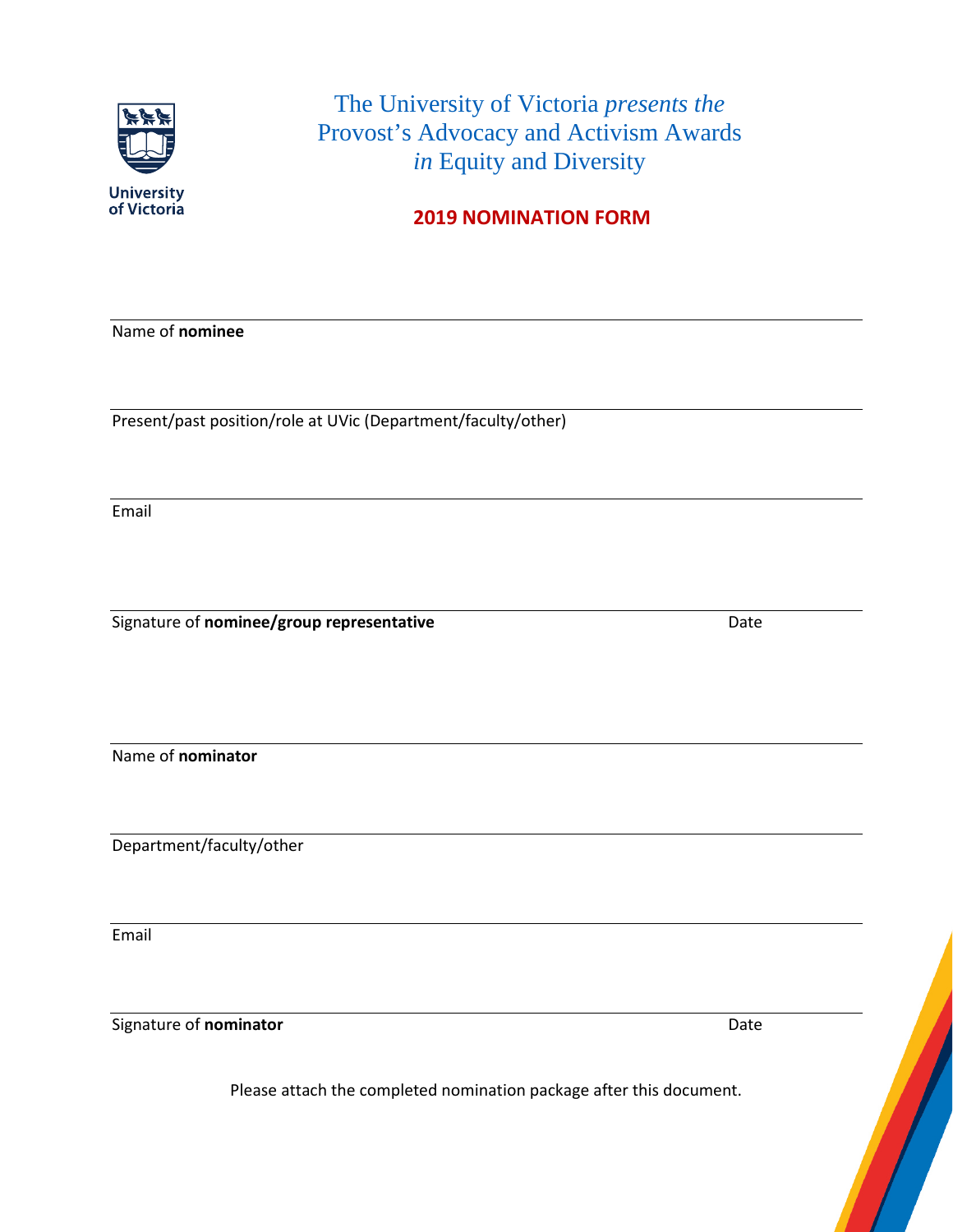University of Victoria

The University of Victoria *presents the*
Provost's Advocacy and Activism Awards
*in* Equity and Diversity

**2019 NOMINATION FORM**

Name of **nominee**

Present/past position/role at UVic (Department/faculty/other)

Email

Signature of **nominee/group representative** Date

Name of **nominator**

Department/faculty/other

Email

Signature of **nominator** Date

Please attach the completed nomination package after this document.